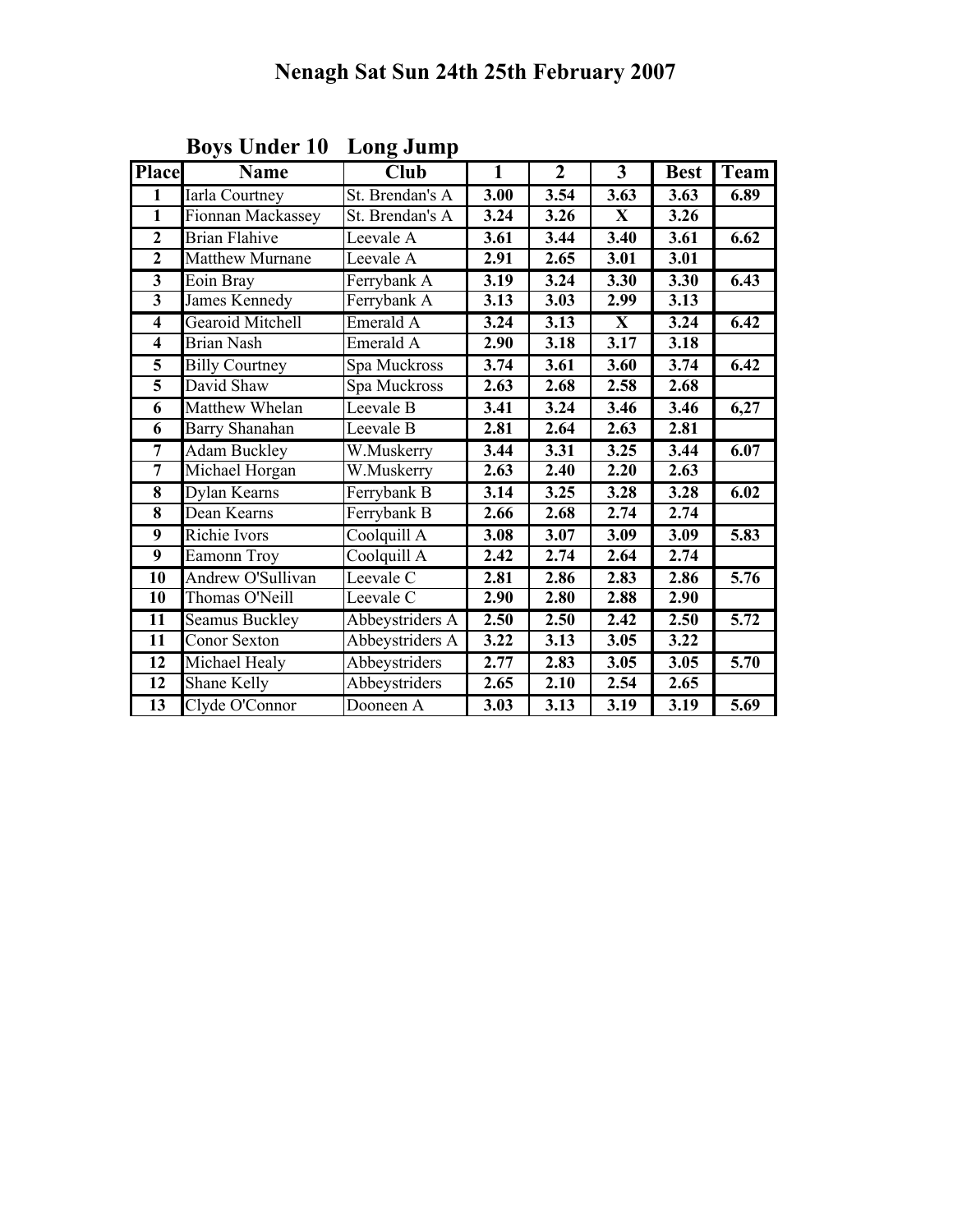# Nenagh Sat Sun 24th 25th February 2007

## Boys Under 10 Long Jump

| Place | Name | Club | 1 | 2 | 3 | Best | Team |
|---|---|---|---|---|---|---|---|
| 1 | Iarla Courtney | St. Brendan's A | 3.00 | 3.54 | 3.63 | 3.63 | 6.89 |
| 1 | Fionnan Mackassey | St. Brendan's A | 3.24 | 3.26 | X | 3.26 | |
| 2 | Brian Flahive | Leevale A | 3.61 | 3.44 | 3.40 | 3.61 | 6.62 |
| 2 | Matthew Murnane | Leevale A | 2.91 | 2.65 | 3.01 | 3.01 | |
| 3 | Eoin Bray | Ferrybank A | 3.19 | 3.24 | 3.30 | 3.30 | 6.43 |
| 3 | James Kennedy | Ferrybank A | 3.13 | 3.03 | 2.99 | 3.13 | |
| 4 | Gearoid Mitchell | Emerald A | 3.24 | 3.13 | X | 3.24 | 6.42 |
| 4 | Brian Nash | Emerald A | 2.90 | 3.18 | 3.17 | 3.18 | |
| 5 | Billy Courtney | Spa Muckross | 3.74 | 3.61 | 3.60 | 3.74 | 6.42 |
| 5 | David Shaw | Spa Muckross | 2.63 | 2.68 | 2.58 | 2.68 | |
| 6 | Matthew Whelan | Leevale B | 3.41 | 3.24 | 3.46 | 3.46 | 6,27 |
| 6 | Barry Shanahan | Leevale B | 2.81 | 2.64 | 2.63 | 2.81 | |
| 7 | Adam Buckley | W.Muskerry | 3.44 | 3.31 | 3.25 | 3.44 | 6.07 |
| 7 | Michael Horgan | W.Muskerry | 2.63 | 2.40 | 2.20 | 2.63 | |
| 8 | Dylan Kearns | Ferrybank B | 3.14 | 3.25 | 3.28 | 3.28 | 6.02 |
| 8 | Dean Kearns | Ferrybank B | 2.66 | 2.68 | 2.74 | 2.74 | |
| 9 | Richie Ivors | Coolquill A | 3.08 | 3.07 | 3.09 | 3.09 | 5.83 |
| 9 | Eamonn Troy | Coolquill A | 2.42 | 2.74 | 2.64 | 2.74 | |
| 10 | Andrew O'Sullivan | Leevale C | 2.81 | 2.86 | 2.83 | 2.86 | 5.76 |
| 10 | Thomas O'Neill | Leevale C | 2.90 | 2.80 | 2.88 | 2.90 | |
| 11 | Seamus Buckley | Abbeystriders A | 2.50 | 2.50 | 2.42 | 2.50 | 5.72 |
| 11 | Conor Sexton | Abbeystriders A | 3.22 | 3.13 | 3.05 | 3.22 | |
| 12 | Michael Healy | Abbeystriders | 2.77 | 2.83 | 3.05 | 3.05 | 5.70 |
| 12 | Shane Kelly | Abbeystriders | 2.65 | 2.10 | 2.54 | 2.65 | |
| 13 | Clyde O'Connor | Dooneen A | 3.03 | 3.13 | 3.19 | 3.19 | 5.69 |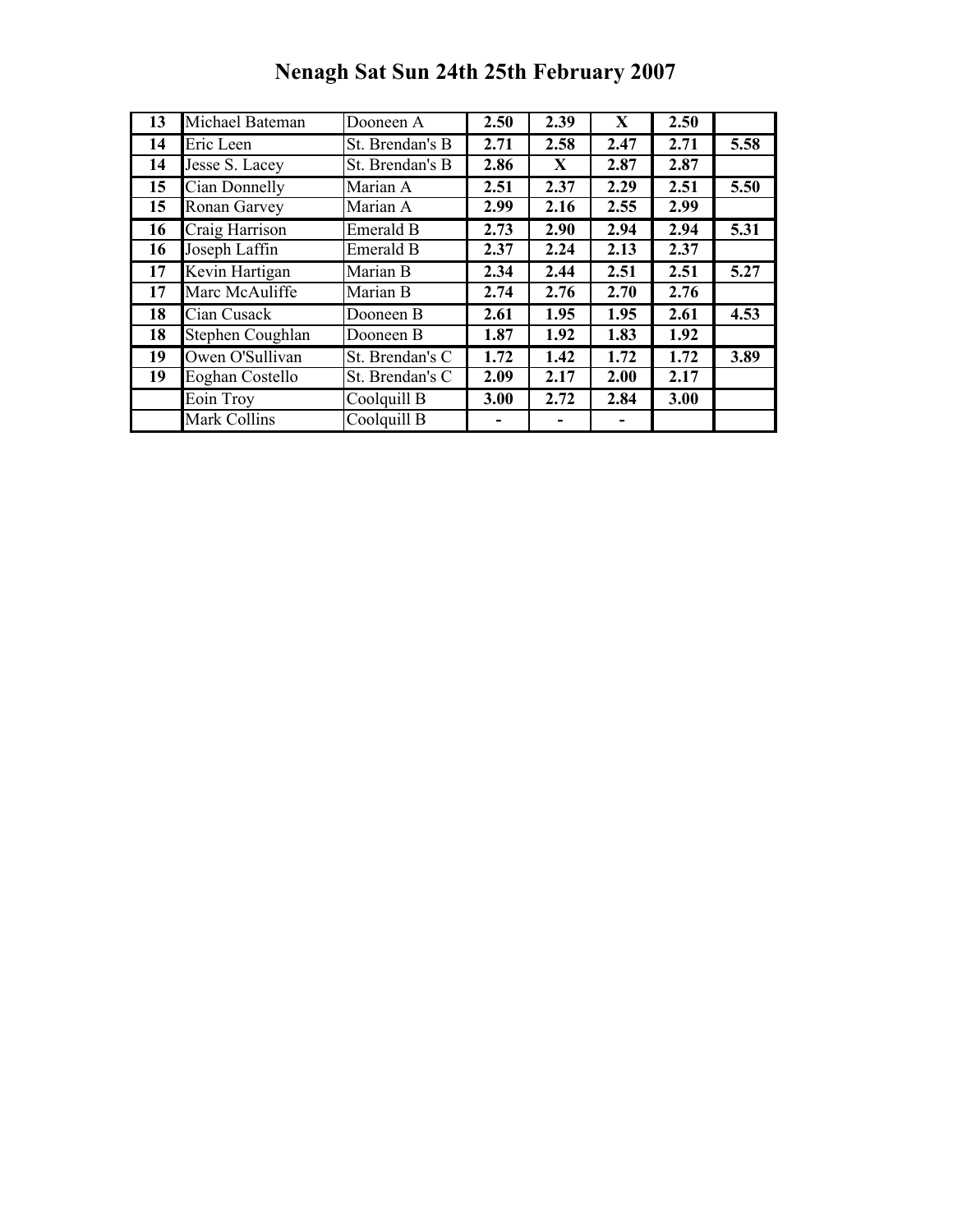# Nenagh Sat Sun 24th 25th February 2007

| | | | | | | | |
|---|---|---|---|---|---|---|---|
| 13 | Michael Bateman | Dooneen A | 2.50 | 2.39 | X | 2.50 | |
| 14 | Eric Leen | St. Brendan's B | 2.71 | 2.58 | 2.47 | 2.71 | 5.58 |
| 14 | Jesse S. Lacey | St. Brendan's B | 2.86 | X | 2.87 | 2.87 | |
| 15 | Cian Donnelly | Marian A | 2.51 | 2.37 | 2.29 | 2.51 | 5.50 |
| 15 | Ronan Garvey | Marian A | 2.99 | 2.16 | 2.55 | 2.99 | |
| 16 | Craig Harrison | Emerald B | 2.73 | 2.90 | 2.94 | 2.94 | 5.31 |
| 16 | Joseph Laffin | Emerald B | 2.37 | 2.24 | 2.13 | 2.37 | |
| 17 | Kevin Hartigan | Marian B | 2.34 | 2.44 | 2.51 | 2.51 | 5.27 |
| 17 | Marc McAuliffe | Marian B | 2.74 | 2.76 | 2.70 | 2.76 | |
| 18 | Cian Cusack | Dooneen B | 2.61 | 1.95 | 1.95 | 2.61 | 4.53 |
| 18 | Stephen Coughlan | Dooneen B | 1.87 | 1.92 | 1.83 | 1.92 | |
| 19 | Owen O'Sullivan | St. Brendan's C | 1.72 | 1.42 | 1.72 | 1.72 | 3.89 |
| 19 | Eoghan Costello | St. Brendan's C | 2.09 | 2.17 | 2.00 | 2.17 | |
| | Eoin Troy | Coolquill B | 3.00 | 2.72 | 2.84 | 3.00 | |
| | Mark Collins | Coolquill B | - | - | - | | |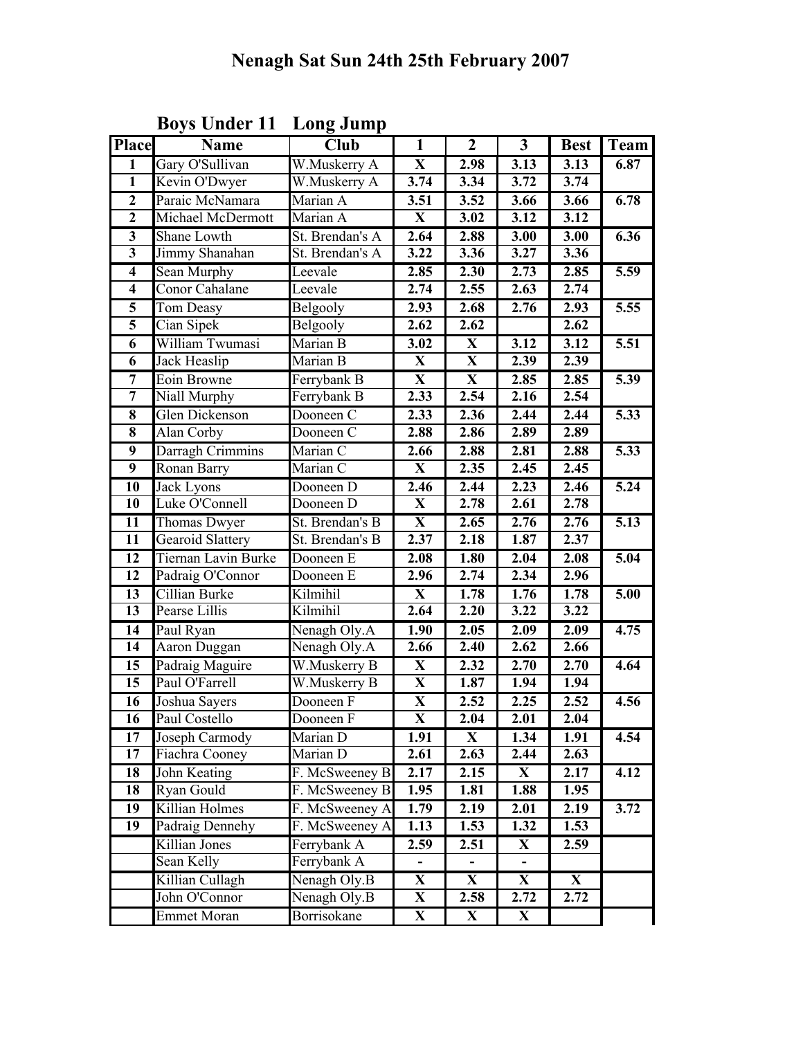# Nenagh Sat Sun 24th 25th February 2007

## Boys Under 11 Long Jump

| Place | Name | Club | 1 | 2 | 3 | Best | Team |
|---|---|---|---|---|---|---|---|
| 1 | Gary O'Sullivan | W.Muskerry A | X | 2.98 | 3.13 | 3.13 | 6.87 |
| 1 | Kevin O'Dwyer | W.Muskerry A | 3.74 | 3.34 | 3.72 | 3.74 | |
| 2 | Paraic McNamara | Marian A | 3.51 | 3.52 | 3.66 | 3.66 | 6.78 |
| 2 | Michael McDermott | Marian A | X | 3.02 | 3.12 | 3.12 | |
| 3 | Shane Lowth | St. Brendan's A | 2.64 | 2.88 | 3.00 | 3.00 | 6.36 |
| 3 | Jimmy Shanahan | St. Brendan's A | 3.22 | 3.36 | 3.27 | 3.36 | |
| 4 | Sean Murphy | Leevale | 2.85 | 2.30 | 2.73 | 2.85 | 5.59 |
| 4 | Conor Cahalane | Leevale | 2.74 | 2.55 | 2.63 | 2.74 | |
| 5 | Tom Deasy | Belgooly | 2.93 | 2.68 | 2.76 | 2.93 | 5.55 |
| 5 | Cian Sipek | Belgooly | 2.62 | 2.62 | | 2.62 | |
| 6 | William Twumasi | Marian B | 3.02 | X | 3.12 | 3.12 | 5.51 |
| 6 | Jack Heaslip | Marian B | X | X | 2.39 | 2.39 | |
| 7 | Eoin Browne | Ferrybank B | X | X | 2.85 | 2.85 | 5.39 |
| 7 | Niall Murphy | Ferrybank B | 2.33 | 2.54 | 2.16 | 2.54 | |
| 8 | Glen Dickenson | Dooneen C | 2.33 | 2.36 | 2.44 | 2.44 | 5.33 |
| 8 | Alan Corby | Dooneen C | 2.88 | 2.86 | 2.89 | 2.89 | |
| 9 | Darragh Crimmins | Marian C | 2.66 | 2.88 | 2.81 | 2.88 | 5.33 |
| 9 | Ronan Barry | Marian C | X | 2.35 | 2.45 | 2.45 | |
| 10 | Jack Lyons | Dooneen D | 2.46 | 2.44 | 2.23 | 2.46 | 5.24 |
| 10 | Luke O'Connell | Dooneen D | X | 2.78 | 2.61 | 2.78 | |
| 11 | Thomas Dwyer | St. Brendan's B | X | 2.65 | 2.76 | 2.76 | 5.13 |
| 11 | Gearoid Slattery | St. Brendan's B | 2.37 | 2.18 | 1.87 | 2.37 | |
| 12 | Tiernan Lavin Burke | Dooneen E | 2.08 | 1.80 | 2.04 | 2.08 | 5.04 |
| 12 | Padraig O'Connor | Dooneen E | 2.96 | 2.74 | 2.34 | 2.96 | |
| 13 | Cillian Burke | Kilmihil | X | 1.78 | 1.76 | 1.78 | 5.00 |
| 13 | Pearse Lillis | Kilmihil | 2.64 | 2.20 | 3.22 | 3.22 | |
| 14 | Paul Ryan | Nenagh Oly.A | 1.90 | 2.05 | 2.09 | 2.09 | 4.75 |
| 14 | Aaron Duggan | Nenagh Oly.A | 2.66 | 2.40 | 2.62 | 2.66 | |
| 15 | Padraig Maguire | W.Muskerry B | X | 2.32 | 2.70 | 2.70 | 4.64 |
| 15 | Paul O'Farrell | W.Muskerry B | X | 1.87 | 1.94 | 1.94 | |
| 16 | Joshua Sayers | Dooneen F | X | 2.52 | 2.25 | 2.52 | 4.56 |
| 16 | Paul Costello | Dooneen F | X | 2.04 | 2.01 | 2.04 | |
| 17 | Joseph Carmody | Marian D | 1.91 | X | 1.34 | 1.91 | 4.54 |
| 17 | Fiachra Cooney | Marian D | 2.61 | 2.63 | 2.44 | 2.63 | |
| 18 | John Keating | F. McSweeney B | 2.17 | 2.15 | X | 2.17 | 4.12 |
| 18 | Ryan Gould | F. McSweeney B | 1.95 | 1.81 | 1.88 | 1.95 | |
| 19 | Killian Holmes | F. McSweeney A | 1.79 | 2.19 | 2.01 | 2.19 | 3.72 |
| 19 | Padraig Dennehy | F. McSweeney A | 1.13 | 1.53 | 1.32 | 1.53 | |
| | Killian Jones | Ferrybank A | 2.59 | 2.51 | X | 2.59 | |
| | Sean Kelly | Ferrybank A | - | - | - | | |
| | Killian Cullagh | Nenagh Oly.B | X | X | X | X | |
| | John O'Connor | Nenagh Oly.B | X | 2.58 | 2.72 | 2.72 | |
| | Emmet Moran | Borrisokane | X | X | X | | |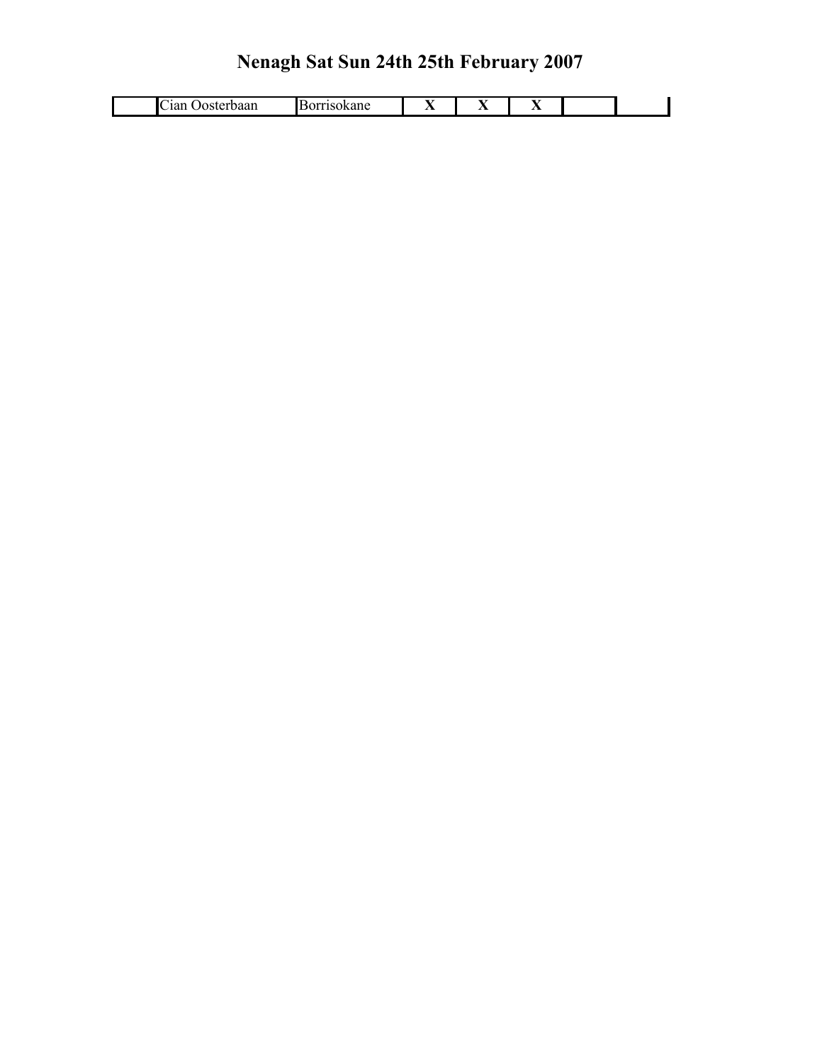# Nenagh Sat Sun 24th 25th February 2007

| | | | | | | | |
|---|---|---|---|---|---|---|---|
| | Cian Oosterbaan | Borrisokane | X | X | X | | |